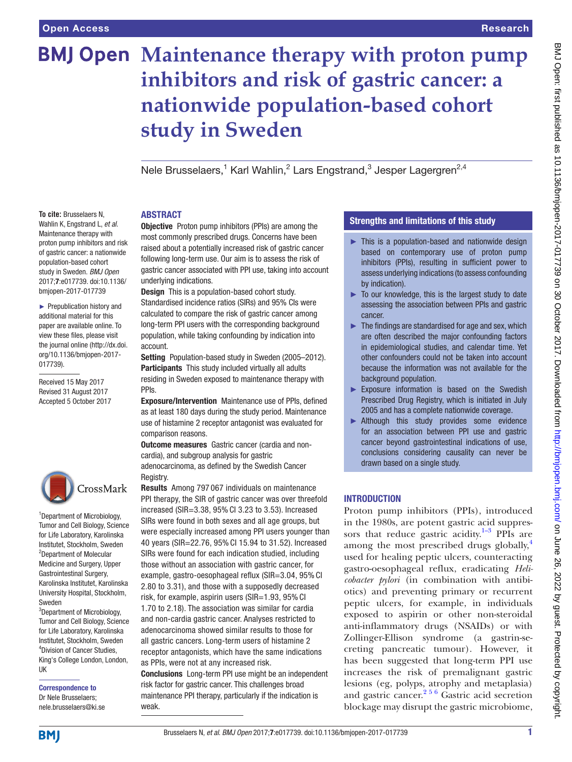# Maintenance therapy with proton pump inhibitors and risk of gastric cancer: a nationwide population-based cohort study in Sweden

Nele Brusselaers,[1] Karl Wahlin,[2] Lars Engstrand,[3] Jesper Lagergren[2,4]

**To cite:** Brusselaers N, Wahlin K, Engstrand L, *et al.* Maintenance therapy with proton pump inhibitors and risk of gastric cancer: a nationwide population-based cohort study in Sweden. *BMJ Open* 2017;**7**:e017739. doi:10.1136/bmjopen-2017-017739

► Prepublication history and additional material for this paper are available online. To view these files, please visit the journal online (http://dx.doi.org/10.1136/bmjopen-2017-017739).

Received 15 May 2017
Revised 31 August 2017
Accepted 5 October 2017

[1]Department of Microbiology, Tumor and Cell Biology, Science for Life Laboratory, Karolinska Institutet, Stockholm, Sweden
[2]Department of Molecular Medicine and Surgery, Upper Gastrointestinal Surgery, Karolinska Institutet, Karolinska University Hospital, Stockholm, Sweden
[3]Department of Microbiology, Tumor and Cell Biology, Science for Life Laboratory, Karolinska Institutet, Stockholm, Sweden
[4]Division of Cancer Studies, King's College London, London, UK

**Correspondence to**
Dr Nele Brusselaers;
nele.brusselaers@ki.se

## ABSTRACT

**Objective** Proton pump inhibitors (PPIs) are among the most commonly prescribed drugs. Concerns have been raised about a potentially increased risk of gastric cancer following long-term use. Our aim is to assess the risk of gastric cancer associated with PPI use, taking into account underlying indications.

**Design** This is a population-based cohort study. Standardised incidence ratios (SIRs) and 95% CIs were calculated to compare the risk of gastric cancer among long-term PPI users with the corresponding background population, while taking confounding by indication into account.

**Setting** Population-based study in Sweden (2005–2012).

**Participants** This study included virtually all adults residing in Sweden exposed to maintenance therapy with PPIs.

**Exposure/Intervention** Maintenance use of PPIs, defined as at least 180 days during the study period. Maintenance use of histamine 2 receptor antagonist was evaluated for comparison reasons.

**Outcome measures** Gastric cancer (cardia and non-cardia), and subgroup analysis for gastric adenocarcinoma, as defined by the Swedish Cancer Registry.

**Results** Among 797 067 individuals on maintenance PPI therapy, the SIR of gastric cancer was over threefold increased (SIR=3.38, 95% CI 3.23 to 3.53). Increased SIRs were found in both sexes and all age groups, but were especially increased among PPI users younger than 40 years (SIR=22.76, 95% CI 15.94 to 31.52). Increased SIRs were found for each indication studied, including those without an association with gastric cancer, for example, gastro-oesophageal reflux (SIR=3.04, 95% CI 2.80 to 3.31), and those with a supposedly decreased risk, for example, aspirin users (SIR=1.93, 95% CI 1.70 to 2.18). The association was similar for cardia and non-cardia gastric cancer. Analyses restricted to adenocarcinoma showed similar results to those for all gastric cancers. Long-term users of histamine 2 receptor antagonists, which have the same indications as PPIs, were not at any increased risk.

**Conclusions** Long-term PPI use might be an independent risk factor for gastric cancer. This challenges broad maintenance PPI therapy, particularly if the indication is weak.

## Strengths and limitations of this study

- ► This is a population-based and nationwide design based on contemporary use of proton pump inhibitors (PPIs), resulting in sufficient power to assess underlying indications (to assess confounding by indication).
- ► To our knowledge, this is the largest study to date assessing the association between PPIs and gastric cancer.
- ► The findings are standardised for age and sex, which are often described the major confounding factors in epidemiological studies, and calendar time. Yet other confounders could not be taken into account because the information was not available for the background population.
- ► Exposure information is based on the Swedish Prescribed Drug Registry, which is initiated in July 2005 and has a complete nationwide coverage.
- ► Although this study provides some evidence for an association between PPI use and gastric cancer beyond gastrointestinal indications of use, conclusions considering causality can never be drawn based on a single study.

## INTRODUCTION

Proton pump inhibitors (PPIs), introduced in the 1980s, are potent gastric acid suppressors that reduce gastric acidity.[1–3] PPIs are among the most prescribed drugs globally,[4] used for healing peptic ulcers, counteracting gastro-oesophageal reflux, eradicating *Helicobacter pylori* (in combination with antibiotics) and preventing primary or recurrent peptic ulcers, for example, in individuals exposed to aspirin or other non-steroidal anti-inflammatory drugs (NSAIDs) or with Zollinger-Ellison syndrome (a gastrin-secreting pancreatic tumour). However, it has been suggested that long-term PPI use increases the risk of premalignant gastric lesions (eg, polyps, atrophy and metaplasia) and gastric cancer.[2 5 6] Gastric acid secretion blockage may disrupt the gastric microbiome,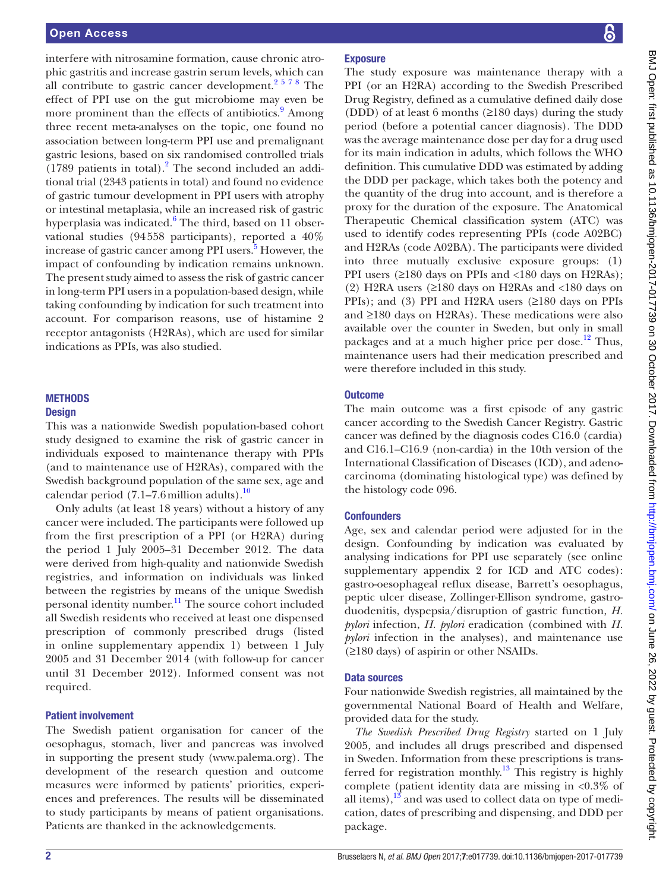interfere with nitrosamine formation, cause chronic atrophic gastritis and increase gastrin serum levels, which can all contribute to gastric cancer development.[2 5 7 8] The effect of PPI use on the gut microbiome may even be more prominent than the effects of antibiotics.[9] Among three recent meta-analyses on the topic, one found no association between long-term PPI use and premalignant gastric lesions, based on six randomised controlled trials (1789 patients in total).[2] The second included an additional trial (2343 patients in total) and found no evidence of gastric tumour development in PPI users with atrophy or intestinal metaplasia, while an increased risk of gastric hyperplasia was indicated.[6] The third, based on 11 observational studies (94558 participants), reported a 40% increase of gastric cancer among PPI users.[5] However, the impact of confounding by indication remains unknown. The present study aimed to assess the risk of gastric cancer in long-term PPI users in a population-based design, while taking confounding by indication for such treatment into account. For comparison reasons, use of histamine 2 receptor antagonists (H2RAs), which are used for similar indications as PPIs, was also studied.

## METHODS

### Design

This was a nationwide Swedish population-based cohort study designed to examine the risk of gastric cancer in individuals exposed to maintenance therapy with PPIs (and to maintenance use of H2RAs), compared with the Swedish background population of the same sex, age and calendar period (7.1–7.6 million adults).[10]

Only adults (at least 18 years) without a history of any cancer were included. The participants were followed up from the first prescription of a PPI (or H2RA) during the period 1 July 2005–31 December 2012. The data were derived from high-quality and nationwide Swedish registries, and information on individuals was linked between the registries by means of the unique Swedish personal identity number.[11] The source cohort included all Swedish residents who received at least one dispensed prescription of commonly prescribed drugs (listed in online supplementary appendix 1) between 1 July 2005 and 31 December 2014 (with follow-up for cancer until 31 December 2012). Informed consent was not required.

### Patient involvement

The Swedish patient organisation for cancer of the oesophagus, stomach, liver and pancreas was involved in supporting the present study (www.palema.org). The development of the research question and outcome measures were informed by patients' priorities, experiences and preferences. The results will be disseminated to study participants by means of patient organisations. Patients are thanked in the acknowledgements.

### Exposure

The study exposure was maintenance therapy with a PPI (or an H2RA) according to the Swedish Prescribed Drug Registry, defined as a cumulative defined daily dose (DDD) of at least 6 months (≥180 days) during the study period (before a potential cancer diagnosis). The DDD was the average maintenance dose per day for a drug used for its main indication in adults, which follows the WHO definition. This cumulative DDD was estimated by adding the DDD per package, which takes both the potency and the quantity of the drug into account, and is therefore a proxy for the duration of the exposure. The Anatomical Therapeutic Chemical classification system (ATC) was used to identify codes representing PPIs (code A02BC) and H2RAs (code A02BA). The participants were divided into three mutually exclusive exposure groups: (1) PPI users (≥180 days on PPIs and <180 days on H2RAs); (2) H2RA users (≥180 days on H2RAs and <180 days on PPIs); and (3) PPI and H2RA users (≥180 days on PPIs and ≥180 days on H2RAs). These medications were also available over the counter in Sweden, but only in small packages and at a much higher price per dose.[12] Thus, maintenance users had their medication prescribed and were therefore included in this study.

### Outcome

The main outcome was a first episode of any gastric cancer according to the Swedish Cancer Registry. Gastric cancer was defined by the diagnosis codes C16.0 (cardia) and C16.1–C16.9 (non-cardia) in the 10th version of the International Classification of Diseases (ICD), and adenocarcinoma (dominating histological type) was defined by the histology code 096.

### Confounders

Age, sex and calendar period were adjusted for in the design. Confounding by indication was evaluated by analysing indications for PPI use separately (see online supplementary appendix 2 for ICD and ATC codes): gastro-oesophageal reflux disease, Barrett's oesophagus, peptic ulcer disease, Zollinger-Ellison syndrome, gastroduodenitis, dyspepsia/disruption of gastric function, *H. pylori* infection, *H. pylori* eradication (combined with *H. pylori* infection in the analyses), and maintenance use (≥180 days) of aspirin or other NSAIDs.

### Data sources

Four nationwide Swedish registries, all maintained by the governmental National Board of Health and Welfare, provided data for the study.

*The Swedish Prescribed Drug Registry* started on 1 July 2005, and includes all drugs prescribed and dispensed in Sweden. Information from these prescriptions is transferred for registration monthly.[13] This registry is highly complete (patient identity data are missing in <0.3% of all items),[13] and was used to collect data on type of medication, dates of prescribing and dispensing, and DDD per package.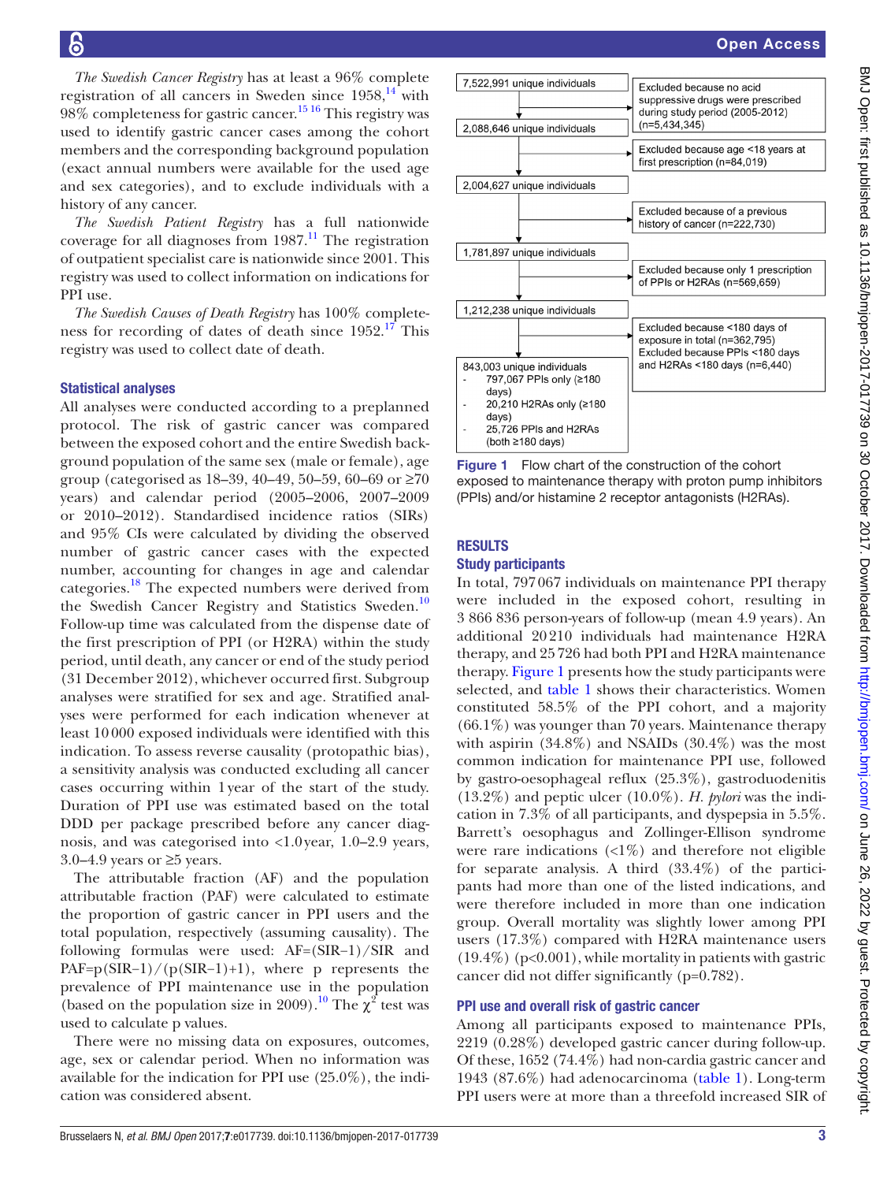*The Swedish Cancer Registry* has at least a 96% complete registration of all cancers in Sweden since 1958,[14] with 98% completeness for gastric cancer.[15 16] This registry was used to identify gastric cancer cases among the cohort members and the corresponding background population (exact annual numbers were available for the used age and sex categories), and to exclude individuals with a history of any cancer.

*The Swedish Patient Registry* has a full nationwide coverage for all diagnoses from 1987.[11] The registration of outpatient specialist care is nationwide since 2001. This registry was used to collect information on indications for PPI use.

*The Swedish Causes of Death Registry* has 100% completeness for recording of dates of death since 1952.[17] This registry was used to collect date of death.

### Statistical analyses

All analyses were conducted according to a preplanned protocol. The risk of gastric cancer was compared between the exposed cohort and the entire Swedish background population of the same sex (male or female), age group (categorised as 18–39, 40–49, 50–59, 60–69 or ≥70 years) and calendar period (2005–2006, 2007–2009 or 2010–2012). Standardised incidence ratios (SIRs) and 95% CIs were calculated by dividing the observed number of gastric cancer cases with the expected number, accounting for changes in age and calendar categories.[18] The expected numbers were derived from the Swedish Cancer Registry and Statistics Sweden.[10] Follow-up time was calculated from the dispense date of the first prescription of PPI (or H2RA) within the study period, until death, any cancer or end of the study period (31 December 2012), whichever occurred first. Subgroup analyses were stratified for sex and age. Stratified analyses were performed for each indication whenever at least 10 000 exposed individuals were identified with this indication. To assess reverse causality (protopathic bias), a sensitivity analysis was conducted excluding all cancer cases occurring within 1 year of the start of the study. Duration of PPI use was estimated based on the total DDD per package prescribed before any cancer diagnosis, and was categorised into <1.0 year, 1.0–2.9 years, 3.0–4.9 years or ≥5 years.

The attributable fraction (AF) and the population attributable fraction (PAF) were calculated to estimate the proportion of gastric cancer in PPI users and the total population, respectively (assuming causality). The following formulas were used: $AF=(SIR-1)/SIR$ and $PAF=p(SIR-1)/(p(SIR-1)+1)$, where p represents the prevalence of PPI maintenance use in the population (based on the population size in 2009).[10] The $\chi^2$ test was used to calculate p values.

There were no missing data on exposures, outcomes, age, sex or calendar period. When no information was available for the indication for PPI use (25.0%), the indication was considered absent.

| | |
|---|---|
| 7,522,991 unique individuals | Excluded because no acid suppressive drugs were prescribed during study period (2005-2012) (n=5,434,345) |
| 2,088,646 unique individuals | Excluded because age <18 years at first prescription (n=84,019) |
| 2,004,627 unique individuals | Excluded because of a previous history of cancer (n=222,730) |
| 1,781,897 unique individuals | Excluded because only 1 prescription of PPIs or H2RAs (n=569,659) |
| 1,212,238 unique individuals | Excluded because <180 days of exposure in total (n=362,795) Excluded because PPIs <180 days and H2RAs <180 days (n=6,440) |
| 843,003 unique individuals - 797,067 PPIs only (≥180 days) - 20,210 H2RAs only (≥180 days) - 25,726 PPIs and H2RAs (both ≥180 days) | |

**Figure 1** Flow chart of the construction of the cohort exposed to maintenance therapy with proton pump inhibitors (PPIs) and/or histamine 2 receptor antagonists (H2RAs).

## RESULTS

### Study participants

In total, 797 067 individuals on maintenance PPI therapy were included in the exposed cohort, resulting in 3 866 836 person-years of follow-up (mean 4.9 years). An additional 20 210 individuals had maintenance H2RA therapy, and 25 726 had both PPI and H2RA maintenance therapy. Figure 1 presents how the study participants were selected, and table 1 shows their characteristics. Women constituted 58.5% of the PPI cohort, and a majority (66.1%) was younger than 70 years. Maintenance therapy with aspirin (34.8%) and NSAIDs (30.4%) was the most common indication for maintenance PPI use, followed by gastro-oesophageal reflux (25.3%), gastroduodenitis (13.2%) and peptic ulcer (10.0%). *H. pylori* was the indication in 7.3% of all participants, and dyspepsia in 5.5%. Barrett's oesophagus and Zollinger-Ellison syndrome were rare indications (<1%) and therefore not eligible for separate analysis. A third (33.4%) of the participants had more than one of the listed indications, and were therefore included in more than one indication group. Overall mortality was slightly lower among PPI users (17.3%) compared with H2RA maintenance users (19.4%) (p<0.001), while mortality in patients with gastric cancer did not differ significantly (p=0.782).

### PPI use and overall risk of gastric cancer

Among all participants exposed to maintenance PPIs, 2219 (0.28%) developed gastric cancer during follow-up. Of these, 1652 (74.4%) had non-cardia gastric cancer and 1943 (87.6%) had adenocarcinoma (table 1). Long-term PPI users were at more than a threefold increased SIR of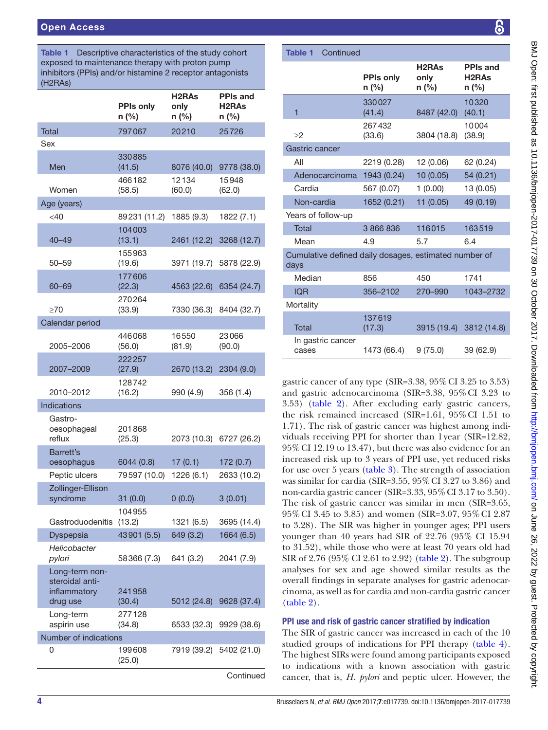**Table 1** Descriptive characteristics of the study cohort exposed to maintenance therapy with proton pump inhibitors (PPIs) and/or histamine 2 receptor antagonists (H2RAs)

| | PPIs only n (%) | H2RAs only n (%) | PPIs and H2RAs n (%) |
|---|---|---|---|
| Total | 797 067 | 20 210 | 25 726 |
| Sex | | | |
| Men | 330 885 (41.5) | 8076 (40.0) | 9778 (38.0) |
| Women | 466 182 (58.5) | 12 134 (60.0) | 15 948 (62.0) |
| Age (years) | | | |
| <40 | 89 231 (11.2) | 1885 (9.3) | 1822 (7.1) |
| 40–49 | 104 003 (13.1) | 2461 (12.2) | 3268 (12.7) |
| 50–59 | 155 963 (19.6) | 3971 (19.7) | 5878 (22.9) |
| 60–69 | 177 606 (22.3) | 4563 (22.6) | 6354 (24.7) |
| ≥70 | 270 264 (33.9) | 7330 (36.3) | 8404 (32.7) |
| Calendar period | | | |
| 2005–2006 | 446 068 (56.0) | 16 550 (81.9) | 23 066 (90.0) |
| 2007–2009 | 222 257 (27.9) | 2670 (13.2) | 2304 (9.0) |
| 2010–2012 | 128 742 (16.2) | 990 (4.9) | 356 (1.4) |
| Indications | | | |
| Gastro-oesophageal reflux | 201 868 (25.3) | 2073 (10.3) | 6727 (26.2) |
| Barrett's oesophagus | 6044 (0.8) | 17 (0.1) | 172 (0.7) |
| Peptic ulcers | 79 597 (10.0) | 1226 (6.1) | 2633 (10.2) |
| Zollinger-Ellison syndrome | 31 (0.0) | 0 (0.0) | 3 (0.01) |
| Gastroduodenitis | 104 955 (13.2) | 1321 (6.5) | 3695 (14.4) |
| Dyspepsia | 43 901 (5.5) | 649 (3.2) | 1664 (6.5) |
| *Helicobacter pylori* | 58 366 (7.3) | 641 (3.2) | 2041 (7.9) |
| Long-term non-steroidal anti-inflammatory drug use | 241 958 (30.4) | 5012 (24.8) | 9628 (37.4) |
| Long-term aspirin use | 277 128 (34.8) | 6533 (32.3) | 9929 (38.6) |
| Number of indications | | | |
| 0 | 199 608 (25.0) | 7919 (39.2) | 5402 (21.0) |
| 1 | 330 027 (41.4) | 8487 (42.0) | 10 320 (40.1) |
| ≥2 | 267 432 (33.6) | 3804 (18.8) | 10 004 (38.9) |
| Gastric cancer | | | |
| All | 2219 (0.28) | 12 (0.06) | 62 (0.24) |
| Adenocarcinoma | 1943 (0.24) | 10 (0.05) | 54 (0.21) |
| Cardia | 567 (0.07) | 1 (0.00) | 13 (0.05) |
| Non-cardia | 1652 (0.21) | 11 (0.05) | 49 (0.19) |
| Years of follow-up | | | |
| Total | 3 866 836 | 116 015 | 163 519 |
| Mean | 4.9 | 5.7 | 6.4 |
| Cumulative defined daily dosages, estimated number of days | | | |
| Median | 856 | 450 | 1741 |
| IQR | 356–2102 | 270–990 | 1043–2732 |
| Mortality | | | |
| Total | 137 619 (17.3) | 3915 (19.4) | 3812 (14.8) |
| In gastric cancer cases | 1473 (66.4) | 9 (75.0) | 39 (62.9) |

gastric cancer of any type (SIR=3.38, 95% CI 3.25 to 3.53) and gastric adenocarcinoma (SIR=3.38, 95% CI 3.23 to 3.53) (table 2). After excluding early gastric cancers, the risk remained increased (SIR=1.61, 95% CI 1.51 to 1.71). The risk of gastric cancer was highest among individuals receiving PPI for shorter than 1 year (SIR=12.82, 95% CI 12.19 to 13.47), but there was also evidence for an increased risk up to 3 years of PPI use, yet reduced risks for use over 5 years (table 3). The strength of association was similar for cardia (SIR=3.55, 95% CI 3.27 to 3.86) and non-cardia gastric cancer (SIR=3.33, 95% CI 3.17 to 3.50). The risk of gastric cancer was similar in men (SIR=3.65, 95% CI 3.45 to 3.85) and women (SIR=3.07, 95% CI 2.87 to 3.28). The SIR was higher in younger ages; PPI users younger than 40 years had SIR of 22.76 (95% CI 15.94 to 31.52), while those who were at least 70 years old had SIR of 2.76 (95% CI 2.61 to 2.92) (table 2). The subgroup analyses for sex and age showed similar results as the overall findings in separate analyses for gastric adenocarcinoma, as well as for cardia and non-cardia gastric cancer (table 2).

### PPI use and risk of gastric cancer stratified by indication

The SIR of gastric cancer was increased in each of the 10 studied groups of indications for PPI therapy (table 4). The highest SIRs were found among participants exposed to indications with a known association with gastric cancer, that is, *H. pylori* and peptic ulcer. However, the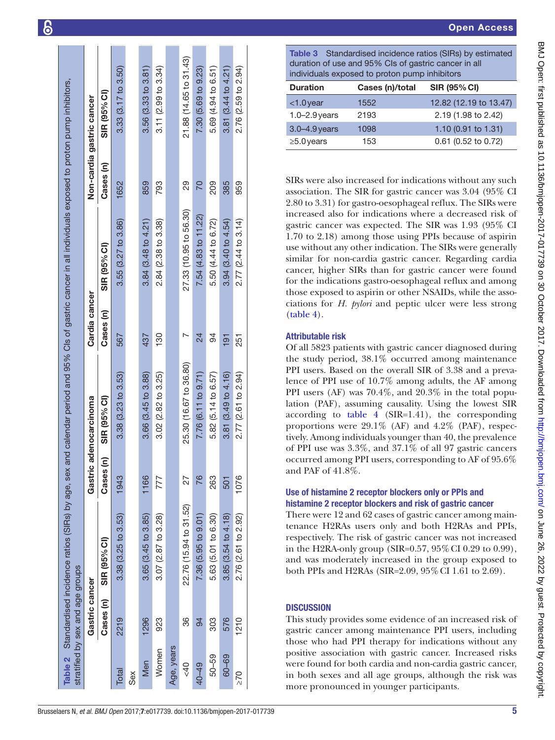**Table 2** Standardised incidence ratios (SIRs) by age, sex and calendar period and 95% CIs of gastric cancer in all individuals exposed to proton pump inhibitors, stratified by sex and age groups

| | Gastric cancer | | Gastric adenocarcinoma | | Cardia cancer | | Non-cardia gastric cancer | |
|---|---|---|---|---|---|---|---|---|
| | Cases (n) | SIR (95% CI) | Cases (n) | SIR (95% CI) | Cases (n) | SIR (95% CI) | Cases (n) | SIR (95% CI) |
| Total | 2219 | 3.38 (3.25 to 3.53) | 1943 | 3.38 (3.23 to 3.53) | 567 | 3.55 (3.27 to 3.86) | 1652 | 3.33 (3.17 to 3.50) |
| Sex | | | | | | | | |
| Men | 1296 | 3.65 (3.45 to 3.85) | 1166 | 3.66 (3.45 to 3.88) | 437 | 3.84 (3.48 to 4.21) | 859 | 3.56 (3.33 to 3.81) |
| Women | 923 | 3.07 (2.87 to 3.28) | 777 | 3.02 (2.82 to 3.25) | 130 | 2.84 (2.38 to 3.38) | 793 | 3.11 (2.99 to 3.34) |
| Age, years | | | | | | | | |
| <40 | 36 | 22.76 (15.94 to 31.52) | 27 | 25.30 (16.67 to 36.80) | 7 | 27.33 (10.95 to 56.30) | 29 | 21.88 (14.65 to 31.43) |
| 40–49 | 94 | 7.36 (5.95 to 9.01) | 76 | 7.76 (6.11 to 9.71) | 24 | 7.54 (4.83 to 11.22) | 70 | 7.30 (5.69 to 9.23) |
| 50–59 | 303 | 5.63 (5.01 to 6.30) | 263 | 5.82 (5.14 to 6.57) | 94 | 5.50 (4.44 to 6.72) | 209 | 5.69 (4.94 to 6.51) |
| 60–69 | 576 | 3.85 (3.54 to 4.18) | 501 | 3.81 (3.49 to 4.16) | 191 | 3.94 (3.40 to 4.54) | 385 | 3.81 (3.44 to 4.21) |
| ≥70 | 1210 | 2.76 (2.61 to 2.92) | 1076 | 2.77 (2.61 to 2.94) | 251 | 2.77 (2.44 to 3.14) | 959 | 2.76 (2.59 to 2.94) |

**Table 3** Standardised incidence ratios (SIRs) by estimated duration of use and 95% CIs of gastric cancer in all individuals exposed to proton pump inhibitors

| Duration | Cases (n)/total | SIR (95% CI) |
|---|---|---|
| <1.0 year | 1552 | 12.82 (12.19 to 13.47) |
| 1.0–2.9 years | 2193 | 2.19 (1.98 to 2.42) |
| 3.0–4.9 years | 1098 | 1.10 (0.91 to 1.31) |
| ≥5.0 years | 153 | 0.61 (0.52 to 0.72) |

SIRs were also increased for indications without any such association. The SIR for gastric cancer was 3.04 (95% CI 2.80 to 3.31) for gastro-oesophageal reflux. The SIRs were increased also for indications where a decreased risk of gastric cancer was expected. The SIR was 1.93 (95% CI 1.70 to 2.18) among those using PPIs because of aspirin use without any other indication. The SIRs were generally similar for non-cardia gastric cancer. Regarding cardia cancer, higher SIRs than for gastric cancer were found for the indications gastro-oesophageal reflux and among those exposed to aspirin or other NSAIDs, while the associations for *H. pylori* and peptic ulcer were less strong (table 4).

### Attributable risk

Of all 5823 patients with gastric cancer diagnosed during the study period, 38.1% occurred among maintenance PPI users. Based on the overall SIR of 3.38 and a prevalence of PPI use of 10.7% among adults, the AF among PPI users (AF) was 70.4%, and 20.3% in the total population (PAF), assuming causality. Using the lowest SIR according to table 4 (SIR=1.41), the corresponding proportions were 29.1% (AF) and 4.2% (PAF), respectively. Among individuals younger than 40, the prevalence of PPI use was 3.3%, and 37.1% of all 97 gastric cancers occurred among PPI users, corresponding to AF of 95.6% and PAF of 41.8%.

### Use of histamine 2 receptor blockers only or PPIs and histamine 2 receptor blockers and risk of gastric cancer

There were 12 and 62 cases of gastric cancer among maintenance H2RAs users only and both H2RAs and PPIs, respectively. The risk of gastric cancer was not increased in the H2RA-only group (SIR=0.57, 95% CI 0.29 to 0.99), and was moderately increased in the group exposed to both PPIs and H2RAs (SIR=2.09, 95% CI 1.61 to 2.69).

## DISCUSSION

This study provides some evidence of an increased risk of gastric cancer among maintenance PPI users, including those who had PPI therapy for indications without any positive association with gastric cancer. Increased risks were found for both cardia and non-cardia gastric cancer, in both sexes and all age groups, although the risk was more pronounced in younger participants.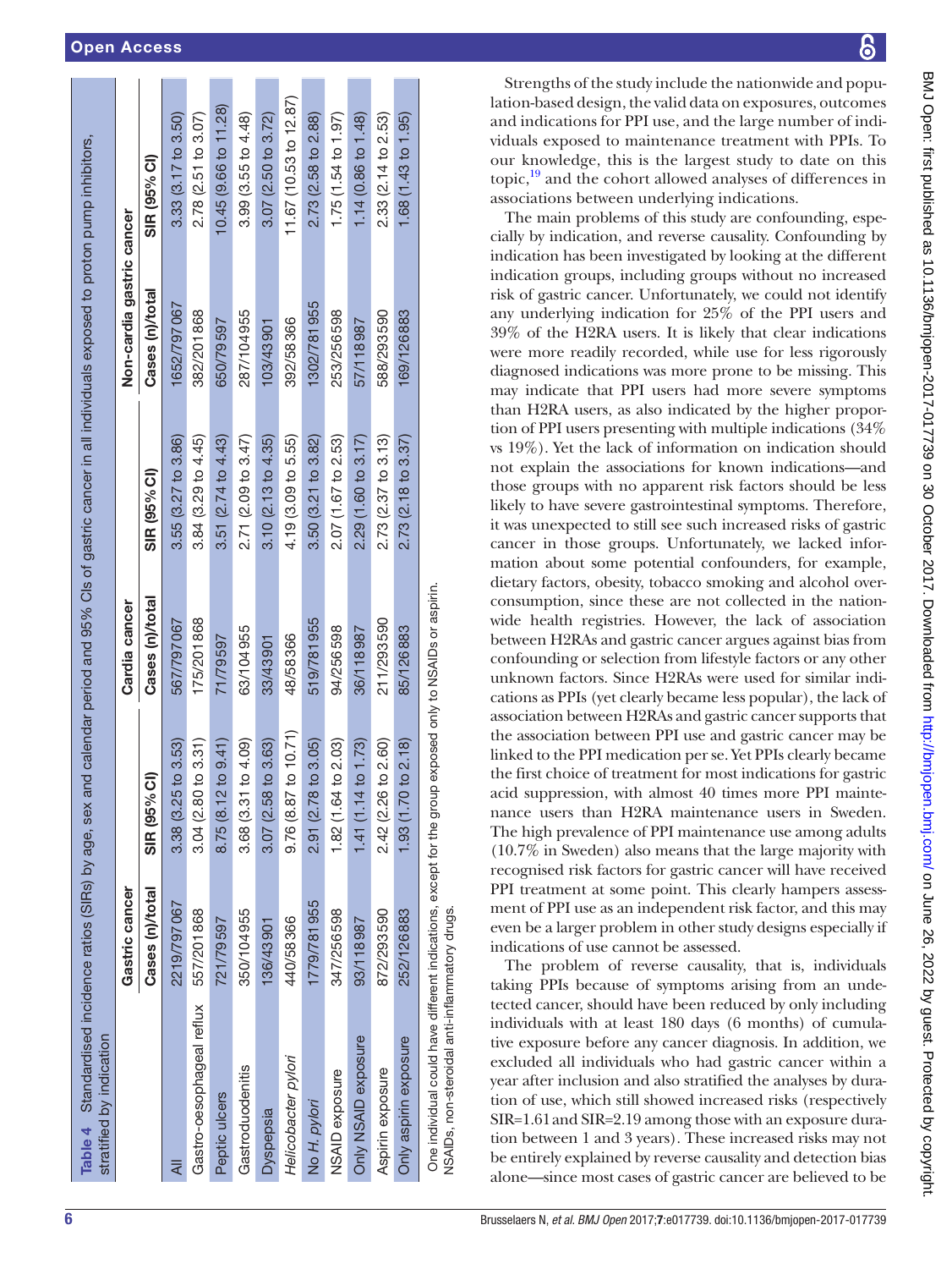**Table 4** Standardised incidence ratios (SIRs) by age, sex and calendar period and 95% CIs of gastric cancer in all individuals exposed to proton pump inhibitors, stratified by indication

| | Gastric cancer | | Cardia cancer | | Non-cardia gastric cancer | |
|---|---|---|---|---|---|---|
| | Cases (n)/total | SIR (95% CI) | Cases (n)/total | SIR (95% CI) | Cases (n)/total | SIR (95% CI) |
| All | 2219/797 067 | 3.38 (3.25 to 3.53) | 567/797 067 | 3.55 (3.27 to 3.86) | 1652/797 067 | 3.33 (3.17 to 3.50) |
| Gastro-oesophageal reflux | 557/201 868 | 3.04 (2.80 to 3.31) | 175/201 868 | 3.84 (3.29 to 4.45) | 382/201 868 | 2.78 (2.51 to 3.07) |
| Peptic ulcers | 721/79 597 | 8.75 (8.12 to 9.41) | 71/79 597 | 3.51 (2.74 to 4.43) | 650/79 597 | 10.45 (9.66 to 11.28) |
| Gastroduodenitis | 350/104 955 | 3.68 (3.31 to 4.09) | 63/104 955 | 2.71 (2.09 to 3.47) | 287/104 955 | 3.99 (3.55 to 4.48) |
| Dyspepsia | 136/43 901 | 3.07 (2.58 to 3.63) | 33/43 901 | 3.10 (2.13 to 4.35) | 103/43 901 | 3.07 (2.50 to 3.72) |
| *Helicobacter pylori* | 440/58 366 | 9.76 (8.87 to 10.71) | 48/58 366 | 4.19 (3.09 to 5.55) | 392/58 366 | 11.67 (10.53 to 12.87) |
| No *H. pylori* | 1779/781 955 | 2.91 (2.78 to 3.05) | 519/781 955 | 3.50 (3.21 to 3.82) | 1302/781 955 | 2.73 (2.58 to 2.88) |
| NSAID exposure | 347/256 598 | 1.82 (1.64 to 2.03) | 94/256 598 | 2.07 (1.67 to 2.53) | 253/256 598 | 1.75 (1.54 to 1.97) |
| Only NSAID exposure | 93/118 987 | 1.41 (1.14 to 1.73) | 36/118 987 | 2.29 (1.60 to 3.17) | 57/118 987 | 1.14 (0.86 to 1.48) |
| Aspirin exposure | 872/293 590 | 2.42 (2.26 to 2.60) | 211/293 590 | 2.73 (2.37 to 3.13) | 588/293 590 | 2.33 (2.14 to 2.53) |
| Only aspirin exposure | 252/126 883 | 1.93 (1.70 to 2.18) | 85/126 883 | 2.73 (2.18 to 3.37) | 169/126 883 | 1.68 (1.43 to 1.95) |

One individual could have different indications, except for the group exposed only to NSAIDs or aspirin.
NSAIDs, non-steroidal anti-inflammatory drugs.

Strengths of the study include the nationwide and population-based design, the valid data on exposures, outcomes and indications for PPI use, and the large number of individuals exposed to maintenance treatment with PPIs. To our knowledge, this is the largest study to date on this topic,[19] and the cohort allowed analyses of differences in associations between underlying indications.

The main problems of this study are confounding, especially by indication, and reverse causality. Confounding by indication has been investigated by looking at the different indication groups, including groups without no increased risk of gastric cancer. Unfortunately, we could not identify any underlying indication for 25% of the PPI users and 39% of the H2RA users. It is likely that clear indications were more readily recorded, while use for less rigorously diagnosed indications was more prone to be missing. This may indicate that PPI users had more severe symptoms than H2RA users, as also indicated by the higher proportion of PPI users presenting with multiple indications (34% vs 19%). Yet the lack of information on indication should not explain the associations for known indications—and those groups with no apparent risk factors should be less likely to have severe gastrointestinal symptoms. Therefore, it was unexpected to still see such increased risks of gastric cancer in those groups. Unfortunately, we lacked information about some potential confounders, for example, dietary factors, obesity, tobacco smoking and alcohol overconsumption, since these are not collected in the nationwide health registries. However, the lack of association between H2RAs and gastric cancer argues against bias from confounding or selection from lifestyle factors or any other unknown factors. Since H2RAs were used for similar indications as PPIs (yet clearly became less popular), the lack of association between H2RAs and gastric cancer supports that the association between PPI use and gastric cancer may be linked to the PPI medication per se. Yet PPIs clearly became the first choice of treatment for most indications for gastric acid suppression, with almost 40 times more PPI maintenance users than H2RA maintenance users in Sweden. The high prevalence of PPI maintenance use among adults (10.7% in Sweden) also means that the large majority with recognised risk factors for gastric cancer will have received PPI treatment at some point. This clearly hampers assessment of PPI use as an independent risk factor, and this may even be a larger problem in other study designs especially if indications of use cannot be assessed.

The problem of reverse causality, that is, individuals taking PPIs because of symptoms arising from an undetected cancer, should have been reduced by only including individuals with at least 180 days (6 months) of cumulative exposure before any cancer diagnosis. In addition, we excluded all individuals who had gastric cancer within a year after inclusion and also stratified the analyses by duration of use, which still showed increased risks (respectively SIR=1.61 and SIR=2.19 among those with an exposure duration between 1 and 3 years). These increased risks may not be entirely explained by reverse causality and detection bias alone—since most cases of gastric cancer are believed to be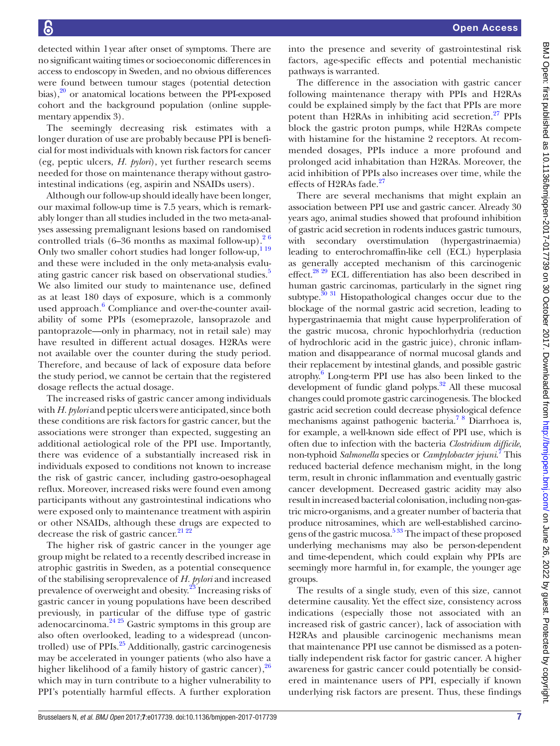detected within 1 year after onset of symptoms. There are no significant waiting times or socioeconomic differences in access to endoscopy in Sweden, and no obvious differences were found between tumour stages (potential detection bias),[20] or anatomical locations between the PPI-exposed cohort and the background population (online supplementary appendix 3).

The seemingly decreasing risk estimates with a longer duration of use are probably because PPI is beneficial for most individuals with known risk factors for cancer (eg, peptic ulcers, *H. pylori*), yet further research seems needed for those on maintenance therapy without gastrointestinal indications (eg, aspirin and NSAIDs users).

Although our follow-up should ideally have been longer, our maximal follow-up time is 7.5 years, which is remarkably longer than all studies included in the two meta-analyses assessing premalignant lesions based on randomised controlled trials (6–36 months as maximal follow-up).[2,6] Only two smaller cohort studies had longer follow-up,[1,19] and these were included in the only meta-analysis evaluating gastric cancer risk based on observational studies.[5] We also limited our study to maintenance use, defined as at least 180 days of exposure, which is a commonly used approach.[6] Compliance and over-the-counter availability of some PPIs (esomeprazole, lansoprazole and pantoprazole—only in pharmacy, not in retail sale) may have resulted in different actual dosages. H2RAs were not available over the counter during the study period. Therefore, and because of lack of exposure data before the study period, we cannot be certain that the registered dosage reflects the actual dosage.

The increased risks of gastric cancer among individuals with *H. pylori* and peptic ulcers were anticipated, since both these conditions are risk factors for gastric cancer, but the associations were stronger than expected, suggesting an additional aetiological role of the PPI use. Importantly, there was evidence of a substantially increased risk in individuals exposed to conditions not known to increase the risk of gastric cancer, including gastro-oesophageal reflux. Moreover, increased risks were found even among participants without any gastrointestinal indications who were exposed only to maintenance treatment with aspirin or other NSAIDs, although these drugs are expected to decrease the risk of gastric cancer.[21,22]

The higher risk of gastric cancer in the younger age group might be related to a recently described increase in atrophic gastritis in Sweden, as a potential consequence of the stabilising seroprevalence of *H. pylori* and increased prevalence of overweight and obesity.[23] Increasing risks of gastric cancer in young populations have been described previously, in particular of the diffuse type of gastric adenocarcinoma.[24,25] Gastric symptoms in this group are also often overlooked, leading to a widespread (uncontrolled) use of PPIs.[25] Additionally, gastric carcinogenesis may be accelerated in younger patients (who also have a higher likelihood of a family history of gastric cancer),[26] which may in turn contribute to a higher vulnerability to PPI's potentially harmful effects. A further exploration into the presence and severity of gastrointestinal risk factors, age-specific effects and potential mechanistic pathways is warranted.

The difference in the association with gastric cancer following maintenance therapy with PPIs and H2RAs could be explained simply by the fact that PPIs are more potent than H2RAs in inhibiting acid secretion.[27] PPIs block the gastric proton pumps, while H2RAs compete with histamine for the histamine 2 receptors. At recommended dosages, PPIs induce a more profound and prolonged acid inhabitation than H2RAs. Moreover, the acid inhibition of PPIs also increases over time, while the effects of H2RAs fade.[27]

There are several mechanisms that might explain an association between PPI use and gastric cancer. Already 30 years ago, animal studies showed that profound inhibition of gastric acid secretion in rodents induces gastric tumours, with secondary overstimulation (hypergastrinaemia) leading to enterochromaffin-like cell (ECL) hyperplasia as generally accepted mechanism of this carcinogenic effect.[28,29] ECL differentiation has also been described in human gastric carcinomas, particularly in the signet ring subtype.[30,31] Histopathological changes occur due to the blockage of the normal gastric acid secretion, leading to hypergastrinaemia that might cause hyperproliferation of the gastric mucosa, chronic hypochlorhydria (reduction of hydrochloric acid in the gastric juice), chronic inflammation and disappearance of normal mucosal glands and their replacement by intestinal glands, and possible gastric atrophy.[6] Long-term PPI use has also been linked to the development of fundic gland polyps.[32] All these mucosal changes could promote gastric carcinogenesis. The blocked gastric acid secretion could decrease physiological defence mechanisms against pathogenic bacteria.[7,8] Diarrhoea is, for example, a well-known side effect of PPI use, which is often due to infection with the bacteria *Clostridium difficile*, non-typhoid *Salmonella* species or *Campylobacter jejuni*.[7] This reduced bacterial defence mechanism might, in the long term, result in chronic inflammation and eventually gastric cancer development. Decreased gastric acidity may also result in increased bacterial colonisation, including non-gastric micro-organisms, and a greater number of bacteria that produce nitrosamines, which are well-established carcinogens of the gastric mucosa.[5,33] The impact of these proposed underlying mechanisms may also be person-dependent and time-dependent, which could explain why PPIs are seemingly more harmful in, for example, the younger age groups.

The results of a single study, even of this size, cannot determine causality. Yet the effect size, consistency across indications (especially those not associated with an increased risk of gastric cancer), lack of association with H2RAs and plausible carcinogenic mechanisms mean that maintenance PPI use cannot be dismissed as a potentially independent risk factor for gastric cancer. A higher awareness for gastric cancer could potentially be considered in maintenance users of PPI, especially if known underlying risk factors are present. Thus, these findings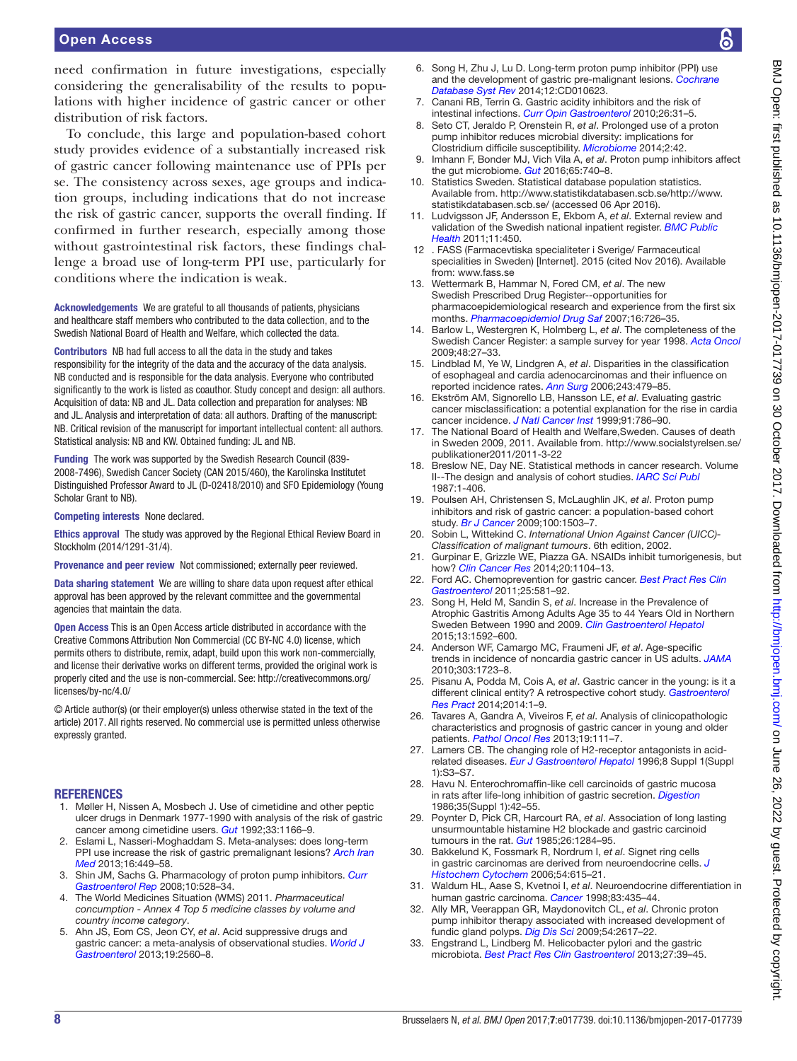need confirmation in future investigations, especially considering the generalisability of the results to populations with higher incidence of gastric cancer or other distribution of risk factors.

To conclude, this large and population-based cohort study provides evidence of a substantially increased risk of gastric cancer following maintenance use of PPIs per se. The consistency across sexes, age groups and indication groups, including indications that do not increase the risk of gastric cancer, supports the overall finding. If confirmed in further research, especially among those without gastrointestinal risk factors, these findings challenge a broad use of long-term PPI use, particularly for conditions where the indication is weak.

**Acknowledgements** We are grateful to all thousands of patients, physicians and healthcare staff members who contributed to the data collection, and to the Swedish National Board of Health and Welfare, which collected the data.

**Contributors** NB had full access to all the data in the study and takes responsibility for the integrity of the data and the accuracy of the data analysis. NB conducted and is responsible for the data analysis. Everyone who contributed significantly to the work is listed as coauthor. Study concept and design: all authors. Acquisition of data: NB and JL. Data collection and preparation for analyses: NB and JL. Analysis and interpretation of data: all authors. Drafting of the manuscript: NB. Critical revision of the manuscript for important intellectual content: all authors. Statistical analysis: NB and KW. Obtained funding: JL and NB.

**Funding** The work was supported by the Swedish Research Council (839-2008-7496), Swedish Cancer Society (CAN 2015/460), the Karolinska Institutet Distinguished Professor Award to JL (D-02418/2010) and SFO Epidemiology (Young Scholar Grant to NB).

**Competing interests** None declared.

**Ethics approval** The study was approved by the Regional Ethical Review Board in Stockholm (2014/1291-31/4).

**Provenance and peer review** Not commissioned; externally peer reviewed.

**Data sharing statement** We are willing to share data upon request after ethical approval has been approved by the relevant committee and the governmental agencies that maintain the data.

**Open Access** This is an Open Access article distributed in accordance with the Creative Commons Attribution Non Commercial (CC BY-NC 4.0) license, which permits others to distribute, remix, adapt, build upon this work non-commercially, and license their derivative works on different terms, provided the original work is properly cited and the use is non-commercial. See: http://creativecommons.org/licenses/by-nc/4.0/

© Article author(s) (or their employer(s) unless otherwise stated in the text of the article) 2017. All rights reserved. No commercial use is permitted unless otherwise expressly granted.

## REFERENCES

1. Møller H, Nissen A, Mosbech J. Use of cimetidine and other peptic ulcer drugs in Denmark 1977-1990 with analysis of the risk of gastric cancer among cimetidine users. *Gut* 1992;33:1166–9.
2. Eslami L, Nasseri-Moghaddam S. Meta-analyses: does long-term PPI use increase the risk of gastric premalignant lesions? *Arch Iran Med* 2013;16:449–58.
3. Shin JM, Sachs G. Pharmacology of proton pump inhibitors. *Curr Gastroenterol Rep* 2008;10:528–34.
4. The World Medicines Situation (WMS) 2011. *Pharmaceutical concumption - Annex 4 Top 5 medicine classes by volume and country income category*.
5. Ahn JS, Eom CS, Jeon CY, *et al*. Acid suppressive drugs and gastric cancer: a meta-analysis of observational studies. *World J Gastroenterol* 2013;19:2560–8.
6. Song H, Zhu J, Lu D. Long-term proton pump inhibitor (PPI) use and the development of gastric pre-malignant lesions. *Cochrane Database Syst Rev* 2014;12:CD010623.
7. Canani RB, Terrin G. Gastric acidity inhibitors and the risk of intestinal infections. *Curr Opin Gastroenterol* 2010;26:31–5.
8. Seto CT, Jeraldo P, Orenstein R, *et al*. Prolonged use of a proton pump inhibitor reduces microbial diversity: implications for Clostridium difficile susceptibility. *Microbiome* 2014;2:42.
9. Imhann F, Bonder MJ, Vich Vila A, *et al*. Proton pump inhibitors affect the gut microbiome. *Gut* 2016;65:740–8.
10. Statistics Sweden. Statistical database population statistics. Available from. http://www.statistikdatabasen.scb.se/http://www.statistikdatabasen.scb.se/ (accessed 06 Apr 2016).
11. Ludvigsson JF, Andersson E, Ekbom A, *et al*. External review and validation of the Swedish national inpatient register. *BMC Public Health* 2011;11:450.
12. . FASS (Farmacevtiska specialiteter i Sverige/ Farmaceutical specialities in Sweden) [Internet]. 2015 (cited Nov 2016). Available from: www.fass.se
13. Wettermark B, Hammar N, Fored CM, *et al*. The new Swedish Prescribed Drug Register--opportunities for pharmacoepidemiological research and experience from the first six months. *Pharmacoepidemiol Drug Saf* 2007;16:726–35.
14. Barlow L, Westergren K, Holmberg L, *et al*. The completeness of the Swedish Cancer Register: a sample survey for year 1998. *Acta Oncol* 2009;48:27–33.
15. Lindblad M, Ye W, Lindgren A, *et al*. Disparities in the classification of esophageal and cardia adenocarcinomas and their influence on reported incidence rates. *Ann Surg* 2006;243:479–85.
16. Ekström AM, Signorello LB, Hansson LE, *et al*. Evaluating gastric cancer misclassification: a potential explanation for the rise in cardia cancer incidence. *J Natl Cancer Inst* 1999;91:786–90.
17. The National Board of Health and Welfare,Sweden. Causes of death in Sweden 2009, 2011. Available from. http://www.socialstyrelsen.se/publikationer2011/2011-3-22
18. Breslow NE, Day NE. Statistical methods in cancer research. Volume II--The design and analysis of cohort studies. *IARC Sci Publ* 1987:1-406.
19. Poulsen AH, Christensen S, McLaughlin JK, *et al*. Proton pump inhibitors and risk of gastric cancer: a population-based cohort study. *Br J Cancer* 2009;100:1503–7.
20. Sobin L, Wittekind C. *International Union Against Cancer (UICC)-Classification of malignant tumours*. 6th edition, 2002.
21. Gurpinar E, Grizzle WE, Piazza GA. NSAIDs inhibit tumorigenesis, but how? *Clin Cancer Res* 2014;20:1104–13.
22. Ford AC. Chemoprevention for gastric cancer. *Best Pract Res Clin Gastroenterol* 2011;25:581–92.
23. Song H, Held M, Sandin S, *et al*. Increase in the Prevalence of Atrophic Gastritis Among Adults Age 35 to 44 Years Old in Northern Sweden Between 1990 and 2009. *Clin Gastroenterol Hepatol* 2015;13:1592–600.
24. Anderson WF, Camargo MC, Fraumeni JF, *et al*. Age-specific trends in incidence of noncardia gastric cancer in US adults. *JAMA* 2010;303:1723–8.
25. Pisanu A, Podda M, Cois A, *et al*. Gastric cancer in the young: is it a different clinical entity? A retrospective cohort study. *Gastroenterol Res Pract* 2014;2014:1–9.
26. Tavares A, Gandra A, Viveiros F, *et al*. Analysis of clinicopathologic characteristics and prognosis of gastric cancer in young and older patients. *Pathol Oncol Res* 2013;19:111–7.
27. Lamers CB. The changing role of H2-receptor antagonists in acid-related diseases. *Eur J Gastroenterol Hepatol* 1996;8 Suppl 1(Suppl 1):S3–S7.
28. Havu N. Enterochromaffin-like cell carcinoids of gastric mucosa in rats after life-long inhibition of gastric secretion. *Digestion* 1986;35(Suppl 1):42–55.
29. Poynter D, Pick CR, Harcourt RA, *et al*. Association of long lasting unsurmountable histamine H2 blockade and gastric carcinoid tumours in the rat. *Gut* 1985;26:1284–95.
30. Bakkelund K, Fossmark R, Nordrum I, *et al*. Signet ring cells in gastric carcinomas are derived from neuroendocrine cells. *J Histochem Cytochem* 2006;54:615–21.
31. Waldum HL, Aase S, Kvetnoi I, *et al*. Neuroendocrine differentiation in human gastric carcinoma. *Cancer* 1998;83:435–44.
32. Ally MR, Veerappan GR, Maydonovitch CL, *et al*. Chronic proton pump inhibitor therapy associated with increased development of fundic gland polyps. *Dig Dis Sci* 2009;54:2617–22.
33. Engstrand L, Lindberg M. Helicobacter pylori and the gastric microbiota. *Best Pract Res Clin Gastroenterol* 2013;27:39–45.